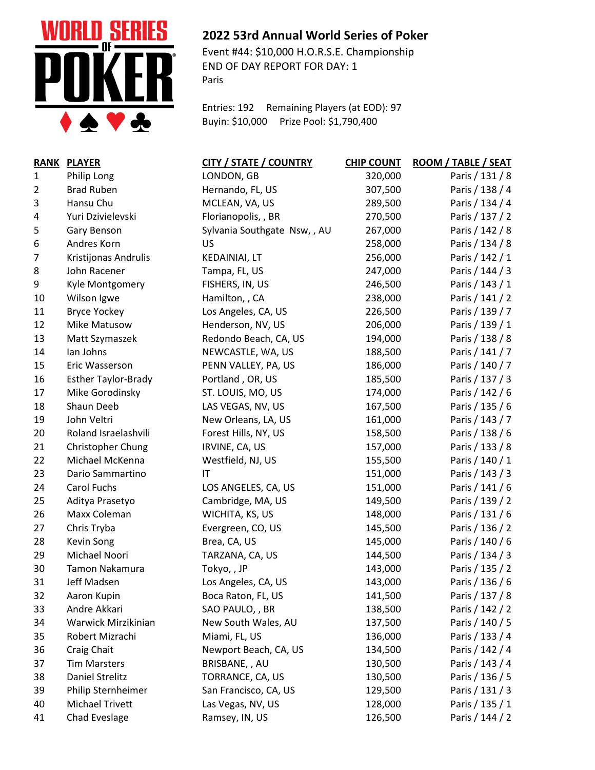WORLD SERIES OF POKER

## 2022 53rd Annual World Series of Poker

Event #44: $10,000 H.O.R.S.E. Championship
END OF DAY REPORT FOR DAY: 1
Paris

Entries: 192 Remaining Players (at EOD): 97
Buyin: $10,000 Prize Pool: $1,790,400

| RANK | PLAYER | CITY / STATE / COUNTRY | CHIP COUNT | ROOM / TABLE / SEAT |
|---|---|---|---|---|
| 1 | Philip Long | LONDON, GB | 320,000 | Paris / 131 / 8 |
| 2 | Brad Ruben | Hernando, FL, US | 307,500 | Paris / 138 / 4 |
| 3 | Hansu Chu | MCLEAN, VA, US | 289,500 | Paris / 134 / 4 |
| 4 | Yuri Dzivielevski | Florianopolis, , BR | 270,500 | Paris / 137 / 2 |
| 5 | Gary Benson | Sylvania Southgate Nsw, , AU | 267,000 | Paris / 142 / 8 |
| 6 | Andres Korn | US | 258,000 | Paris / 134 / 8 |
| 7 | Kristijonas Andrulis | KEDAINIAI, LT | 256,000 | Paris / 142 / 1 |
| 8 | John Racener | Tampa, FL, US | 247,000 | Paris / 144 / 3 |
| 9 | Kyle Montgomery | FISHERS, IN, US | 246,500 | Paris / 143 / 1 |
| 10 | Wilson Igwe | Hamilton, , CA | 238,000 | Paris / 141 / 2 |
| 11 | Bryce Yockey | Los Angeles, CA, US | 226,500 | Paris / 139 / 7 |
| 12 | Mike Matusow | Henderson, NV, US | 206,000 | Paris / 139 / 1 |
| 13 | Matt Szymaszek | Redondo Beach, CA, US | 194,000 | Paris / 138 / 8 |
| 14 | Ian Johns | NEWCASTLE, WA, US | 188,500 | Paris / 141 / 7 |
| 15 | Eric Wasserson | PENN VALLEY, PA, US | 186,000 | Paris / 140 / 7 |
| 16 | Esther Taylor-Brady | Portland , OR, US | 185,500 | Paris / 137 / 3 |
| 17 | Mike Gorodinsky | ST. LOUIS, MO, US | 174,000 | Paris / 142 / 6 |
| 18 | Shaun Deeb | LAS VEGAS, NV, US | 167,500 | Paris / 135 / 6 |
| 19 | John Veltri | New Orleans, LA, US | 161,000 | Paris / 143 / 7 |
| 20 | Roland Israelashvili | Forest Hills, NY, US | 158,500 | Paris / 138 / 6 |
| 21 | Christopher Chung | IRVINE, CA, US | 157,000 | Paris / 133 / 8 |
| 22 | Michael McKenna | Westfield, NJ, US | 155,500 | Paris / 140 / 1 |
| 23 | Dario Sammartino | IT | 151,000 | Paris / 143 / 3 |
| 24 | Carol Fuchs | LOS ANGELES, CA, US | 151,000 | Paris / 141 / 6 |
| 25 | Aditya Prasetyo | Cambridge, MA, US | 149,500 | Paris / 139 / 2 |
| 26 | Maxx Coleman | WICHITA, KS, US | 148,000 | Paris / 131 / 6 |
| 27 | Chris Tryba | Evergreen, CO, US | 145,500 | Paris / 136 / 2 |
| 28 | Kevin Song | Brea, CA, US | 145,000 | Paris / 140 / 6 |
| 29 | Michael Noori | TARZANA, CA, US | 144,500 | Paris / 134 / 3 |
| 30 | Tamon Nakamura | Tokyo, , JP | 143,000 | Paris / 135 / 2 |
| 31 | Jeff Madsen | Los Angeles, CA, US | 143,000 | Paris / 136 / 6 |
| 32 | Aaron Kupin | Boca Raton, FL, US | 141,500 | Paris / 137 / 8 |
| 33 | Andre Akkari | SAO PAULO, , BR | 138,500 | Paris / 142 / 2 |
| 34 | Warwick Mirzikinian | New South Wales, AU | 137,500 | Paris / 140 / 5 |
| 35 | Robert Mizrachi | Miami, FL, US | 136,000 | Paris / 133 / 4 |
| 36 | Craig Chait | Newport Beach, CA, US | 134,500 | Paris / 142 / 4 |
| 37 | Tim Marsters | BRISBANE, , AU | 130,500 | Paris / 143 / 4 |
| 38 | Daniel Strelitz | TORRANCE, CA, US | 130,500 | Paris / 136 / 5 |
| 39 | Philip Sternheimer | San Francisco, CA, US | 129,500 | Paris / 131 / 3 |
| 40 | Michael Trivett | Las Vegas, NV, US | 128,000 | Paris / 135 / 1 |
| 41 | Chad Eveslage | Ramsey, IN, US | 126,500 | Paris / 144 / 2 |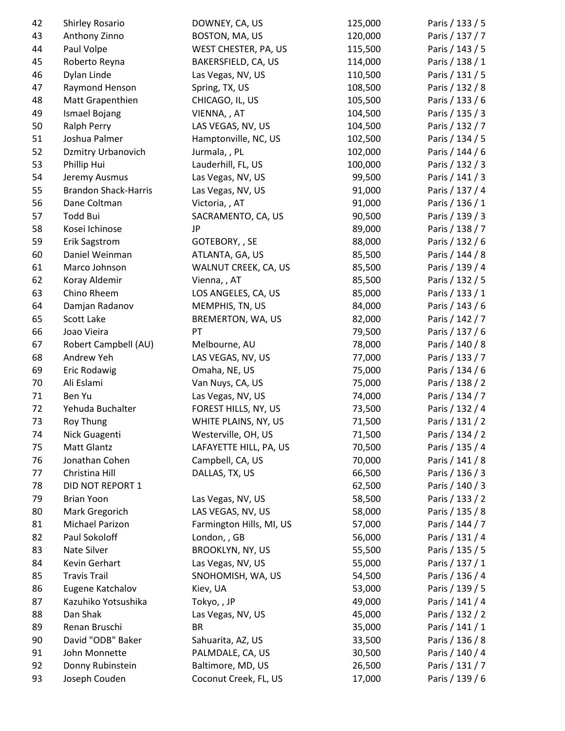| | | | | |
|---|---|---|---|---|
| 42 | Shirley Rosario | DOWNEY, CA, US | 125,000 | Paris / 133 / 5 |
| 43 | Anthony Zinno | BOSTON, MA, US | 120,000 | Paris / 137 / 7 |
| 44 | Paul Volpe | WEST CHESTER, PA, US | 115,500 | Paris / 143 / 5 |
| 45 | Roberto Reyna | BAKERSFIELD, CA, US | 114,000 | Paris / 138 / 1 |
| 46 | Dylan Linde | Las Vegas, NV, US | 110,500 | Paris / 131 / 5 |
| 47 | Raymond Henson | Spring, TX, US | 108,500 | Paris / 132 / 8 |
| 48 | Matt Grapenthien | CHICAGO, IL, US | 105,500 | Paris / 133 / 6 |
| 49 | Ismael Bojang | VIENNA, , AT | 104,500 | Paris / 135 / 3 |
| 50 | Ralph Perry | LAS VEGAS, NV, US | 104,500 | Paris / 132 / 7 |
| 51 | Joshua Palmer | Hamptonville, NC, US | 102,500 | Paris / 134 / 5 |
| 52 | Dzmitry Urbanovich | Jurmala, , PL | 102,000 | Paris / 144 / 6 |
| 53 | Phillip Hui | Lauderhill, FL, US | 100,000 | Paris / 132 / 3 |
| 54 | Jeremy Ausmus | Las Vegas, NV, US | 99,500 | Paris / 141 / 3 |
| 55 | Brandon Shack-Harris | Las Vegas, NV, US | 91,000 | Paris / 137 / 4 |
| 56 | Dane Coltman | Victoria, , AT | 91,000 | Paris / 136 / 1 |
| 57 | Todd Bui | SACRAMENTO, CA, US | 90,500 | Paris / 139 / 3 |
| 58 | Kosei Ichinose | JP | 89,000 | Paris / 138 / 7 |
| 59 | Erik Sagstrom | GOTEBORY, , SE | 88,000 | Paris / 132 / 6 |
| 60 | Daniel Weinman | ATLANTA, GA, US | 85,500 | Paris / 144 / 8 |
| 61 | Marco Johnson | WALNUT CREEK, CA, US | 85,500 | Paris / 139 / 4 |
| 62 | Koray Aldemir | Vienna, , AT | 85,500 | Paris / 132 / 5 |
| 63 | Chino Rheem | LOS ANGELES, CA, US | 85,000 | Paris / 133 / 1 |
| 64 | Damjan Radanov | MEMPHIS, TN, US | 84,000 | Paris / 143 / 6 |
| 65 | Scott Lake | BREMERTON, WA, US | 82,000 | Paris / 142 / 7 |
| 66 | Joao Vieira | PT | 79,500 | Paris / 137 / 6 |
| 67 | Robert Campbell (AU) | Melbourne, AU | 78,000 | Paris / 140 / 8 |
| 68 | Andrew Yeh | LAS VEGAS, NV, US | 77,000 | Paris / 133 / 7 |
| 69 | Eric Rodawig | Omaha, NE, US | 75,000 | Paris / 134 / 6 |
| 70 | Ali Eslami | Van Nuys, CA, US | 75,000 | Paris / 138 / 2 |
| 71 | Ben Yu | Las Vegas, NV, US | 74,000 | Paris / 134 / 7 |
| 72 | Yehuda Buchalter | FOREST HILLS, NY, US | 73,500 | Paris / 132 / 4 |
| 73 | Roy Thung | WHITE PLAINS, NY, US | 71,500 | Paris / 131 / 2 |
| 74 | Nick Guagenti | Westerville, OH, US | 71,500 | Paris / 134 / 2 |
| 75 | Matt Glantz | LAFAYETTE HILL, PA, US | 70,500 | Paris / 135 / 4 |
| 76 | Jonathan Cohen | Campbell, CA, US | 70,000 | Paris / 141 / 8 |
| 77 | Christina Hill | DALLAS, TX, US | 66,500 | Paris / 136 / 3 |
| 78 | DID NOT REPORT 1 | | 62,500 | Paris / 140 / 3 |
| 79 | Brian Yoon | Las Vegas, NV, US | 58,500 | Paris / 133 / 2 |
| 80 | Mark Gregorich | LAS VEGAS, NV, US | 58,000 | Paris / 135 / 8 |
| 81 | Michael Parizon | Farmington Hills, MI, US | 57,000 | Paris / 144 / 7 |
| 82 | Paul Sokoloff | London, , GB | 56,000 | Paris / 131 / 4 |
| 83 | Nate Silver | BROOKLYN, NY, US | 55,500 | Paris / 135 / 5 |
| 84 | Kevin Gerhart | Las Vegas, NV, US | 55,000 | Paris / 137 / 1 |
| 85 | Travis Trail | SNOHOMISH, WA, US | 54,500 | Paris / 136 / 4 |
| 86 | Eugene Katchalov | Kiev, UA | 53,000 | Paris / 139 / 5 |
| 87 | Kazuhiko Yotsushika | Tokyo, , JP | 49,000 | Paris / 141 / 4 |
| 88 | Dan Shak | Las Vegas, NV, US | 45,000 | Paris / 132 / 2 |
| 89 | Renan Bruschi | BR | 35,000 | Paris / 141 / 1 |
| 90 | David "ODB" Baker | Sahuarita, AZ, US | 33,500 | Paris / 136 / 8 |
| 91 | John Monnette | PALMDALE, CA, US | 30,500 | Paris / 140 / 4 |
| 92 | Donny Rubinstein | Baltimore, MD, US | 26,500 | Paris / 131 / 7 |
| 93 | Joseph Couden | Coconut Creek, FL, US | 17,000 | Paris / 139 / 6 |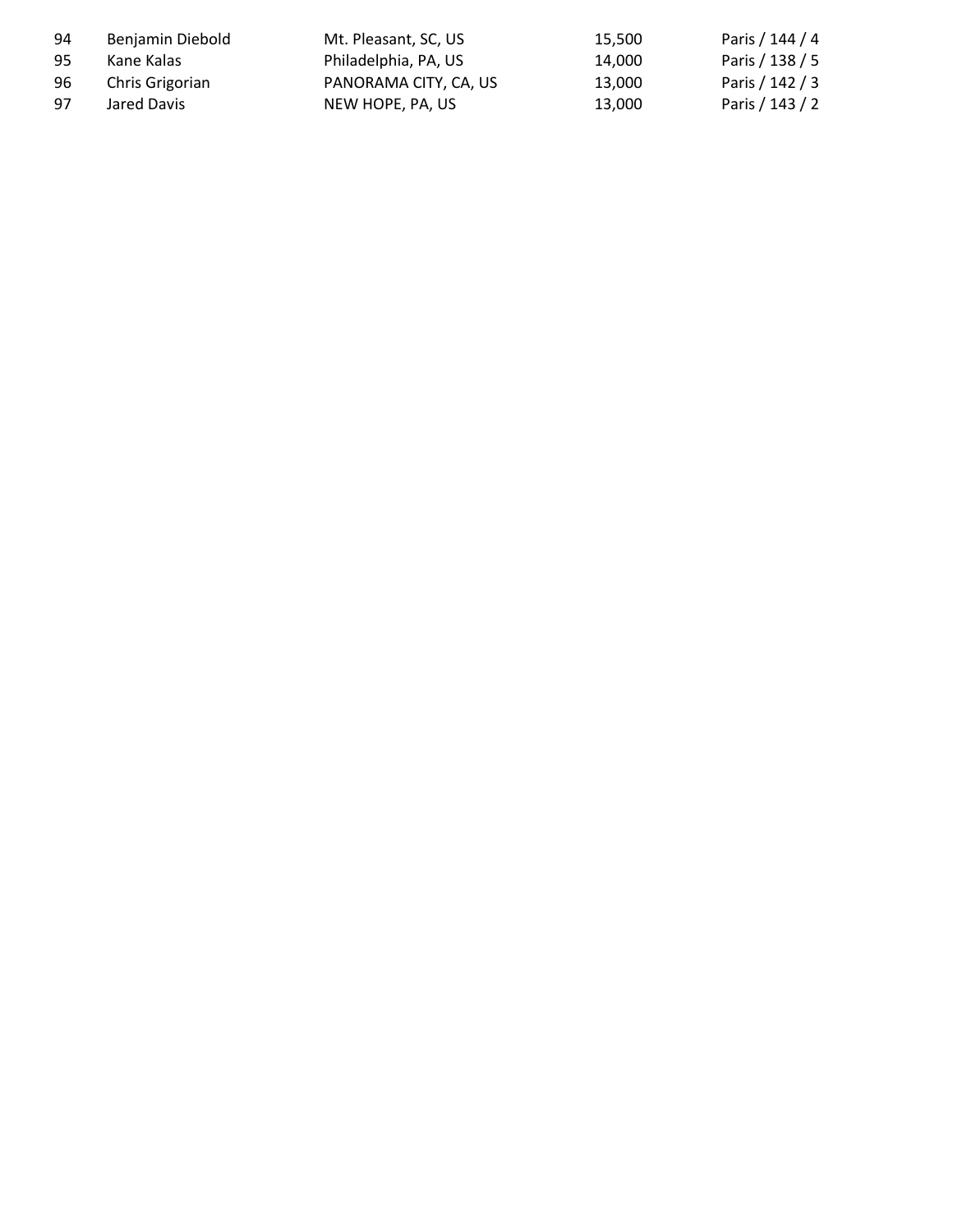| | | | | |
|---|---|---|---|---|
| 94 | Benjamin Diebold | Mt. Pleasant, SC, US | 15,500 | Paris / 144 / 4 |
| 95 | Kane Kalas | Philadelphia, PA, US | 14,000 | Paris / 138 / 5 |
| 96 | Chris Grigorian | PANORAMA CITY, CA, US | 13,000 | Paris / 142 / 3 |
| 97 | Jared Davis | NEW HOPE, PA, US | 13,000 | Paris / 143 / 2 |